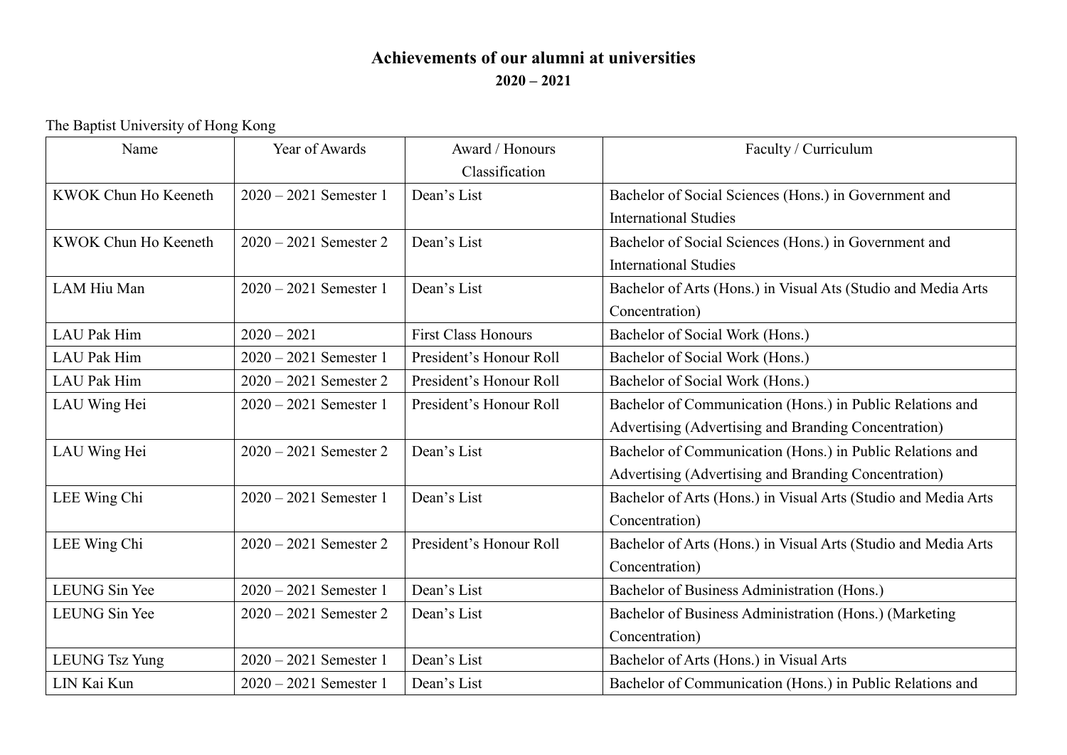# Achievements of our alumni at universities

## 2020 – 2021

The Baptist University of Hong Kong

| Name | Year of Awards | Award / Honours Classification | Faculty / Curriculum |
|---|---|---|---|
| KWOK Chun Ho Keeneth | 2020 – 2021 Semester 1 | Dean's List | Bachelor of Social Sciences (Hons.) in Government and International Studies |
| KWOK Chun Ho Keeneth | 2020 – 2021 Semester 2 | Dean's List | Bachelor of Social Sciences (Hons.) in Government and International Studies |
| LAM Hiu Man | 2020 – 2021 Semester 1 | Dean's List | Bachelor of Arts (Hons.) in Visual Ats (Studio and Media Arts Concentration) |
| LAU Pak Him | 2020 – 2021 | First Class Honours | Bachelor of Social Work (Hons.) |
| LAU Pak Him | 2020 – 2021 Semester 1 | President's Honour Roll | Bachelor of Social Work (Hons.) |
| LAU Pak Him | 2020 – 2021 Semester 2 | President's Honour Roll | Bachelor of Social Work (Hons.) |
| LAU Wing Hei | 2020 – 2021 Semester 1 | President's Honour Roll | Bachelor of Communication (Hons.) in Public Relations and Advertising (Advertising and Branding Concentration) |
| LAU Wing Hei | 2020 – 2021 Semester 2 | Dean's List | Bachelor of Communication (Hons.) in Public Relations and Advertising (Advertising and Branding Concentration) |
| LEE Wing Chi | 2020 – 2021 Semester 1 | Dean's List | Bachelor of Arts (Hons.) in Visual Arts (Studio and Media Arts Concentration) |
| LEE Wing Chi | 2020 – 2021 Semester 2 | President's Honour Roll | Bachelor of Arts (Hons.) in Visual Arts (Studio and Media Arts Concentration) |
| LEUNG Sin Yee | 2020 – 2021 Semester 1 | Dean's List | Bachelor of Business Administration (Hons.) |
| LEUNG Sin Yee | 2020 – 2021 Semester 2 | Dean's List | Bachelor of Business Administration (Hons.) (Marketing Concentration) |
| LEUNG Tsz Yung | 2020 – 2021 Semester 1 | Dean's List | Bachelor of Arts (Hons.) in Visual Arts |
| LIN Kai Kun | 2020 – 2021 Semester 1 | Dean's List | Bachelor of Communication (Hons.) in Public Relations and |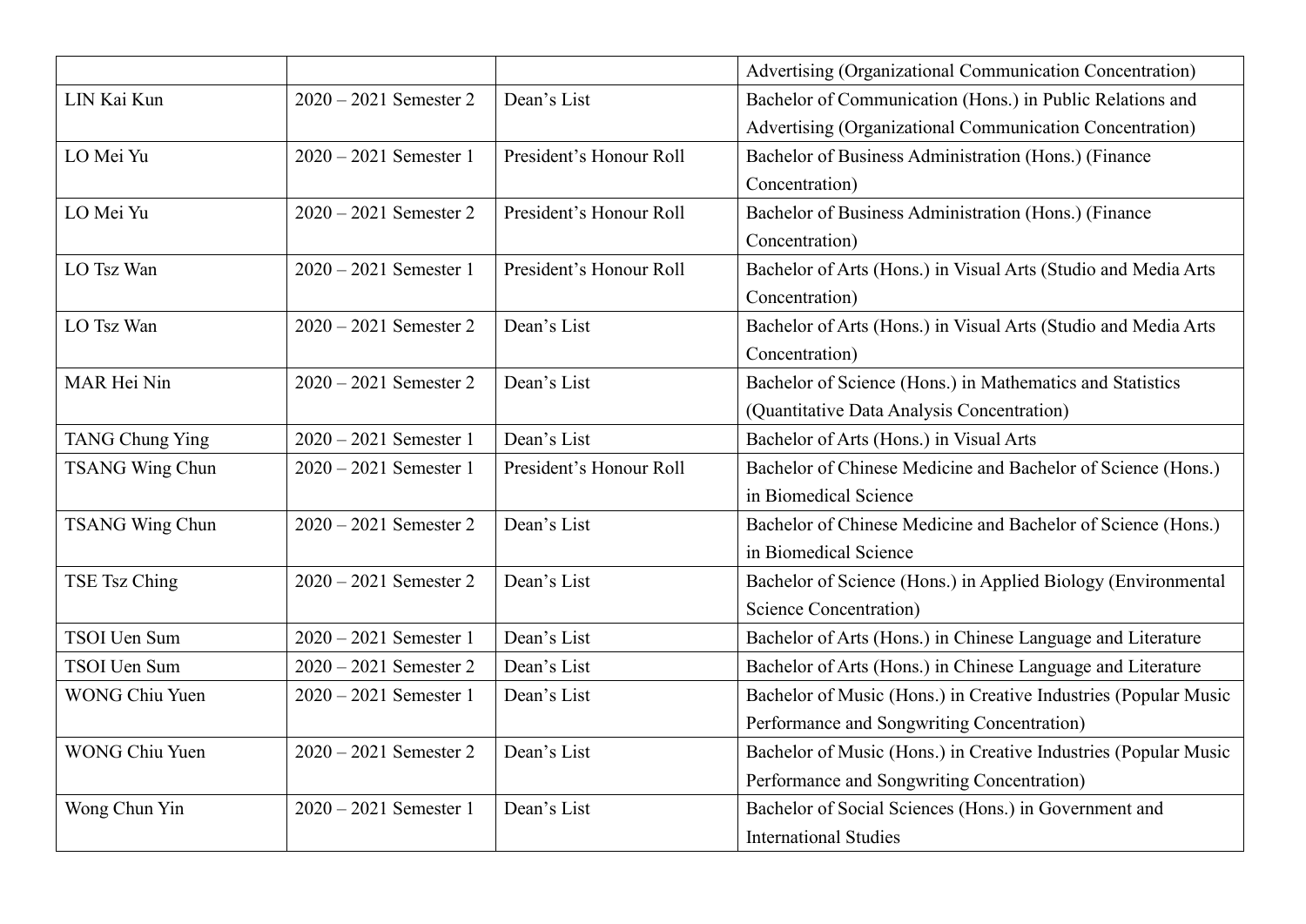| | | | Advertising (Organizational Communication Concentration) |
|---|---|---|---|
| LIN Kai Kun | 2020 – 2021 Semester 2 | Dean's List | Bachelor of Communication (Hons.) in Public Relations and Advertising (Organizational Communication Concentration) |
| LO Mei Yu | 2020 – 2021 Semester 1 | President's Honour Roll | Bachelor of Business Administration (Hons.) (Finance Concentration) |
| LO Mei Yu | 2020 – 2021 Semester 2 | President's Honour Roll | Bachelor of Business Administration (Hons.) (Finance Concentration) |
| LO Tsz Wan | 2020 – 2021 Semester 1 | President's Honour Roll | Bachelor of Arts (Hons.) in Visual Arts (Studio and Media Arts Concentration) |
| LO Tsz Wan | 2020 – 2021 Semester 2 | Dean's List | Bachelor of Arts (Hons.) in Visual Arts (Studio and Media Arts Concentration) |
| MAR Hei Nin | 2020 – 2021 Semester 2 | Dean's List | Bachelor of Science (Hons.) in Mathematics and Statistics (Quantitative Data Analysis Concentration) |
| TANG Chung Ying | 2020 – 2021 Semester 1 | Dean's List | Bachelor of Arts (Hons.) in Visual Arts |
| TSANG Wing Chun | 2020 – 2021 Semester 1 | President's Honour Roll | Bachelor of Chinese Medicine and Bachelor of Science (Hons.) in Biomedical Science |
| TSANG Wing Chun | 2020 – 2021 Semester 2 | Dean's List | Bachelor of Chinese Medicine and Bachelor of Science (Hons.) in Biomedical Science |
| TSE Tsz Ching | 2020 – 2021 Semester 2 | Dean's List | Bachelor of Science (Hons.) in Applied Biology (Environmental Science Concentration) |
| TSOI Uen Sum | 2020 – 2021 Semester 1 | Dean's List | Bachelor of Arts (Hons.) in Chinese Language and Literature |
| TSOI Uen Sum | 2020 – 2021 Semester 2 | Dean's List | Bachelor of Arts (Hons.) in Chinese Language and Literature |
| WONG Chiu Yuen | 2020 – 2021 Semester 1 | Dean's List | Bachelor of Music (Hons.) in Creative Industries (Popular Music Performance and Songwriting Concentration) |
| WONG Chiu Yuen | 2020 – 2021 Semester 2 | Dean's List | Bachelor of Music (Hons.) in Creative Industries (Popular Music Performance and Songwriting Concentration) |
| Wong Chun Yin | 2020 – 2021 Semester 1 | Dean's List | Bachelor of Social Sciences (Hons.) in Government and International Studies |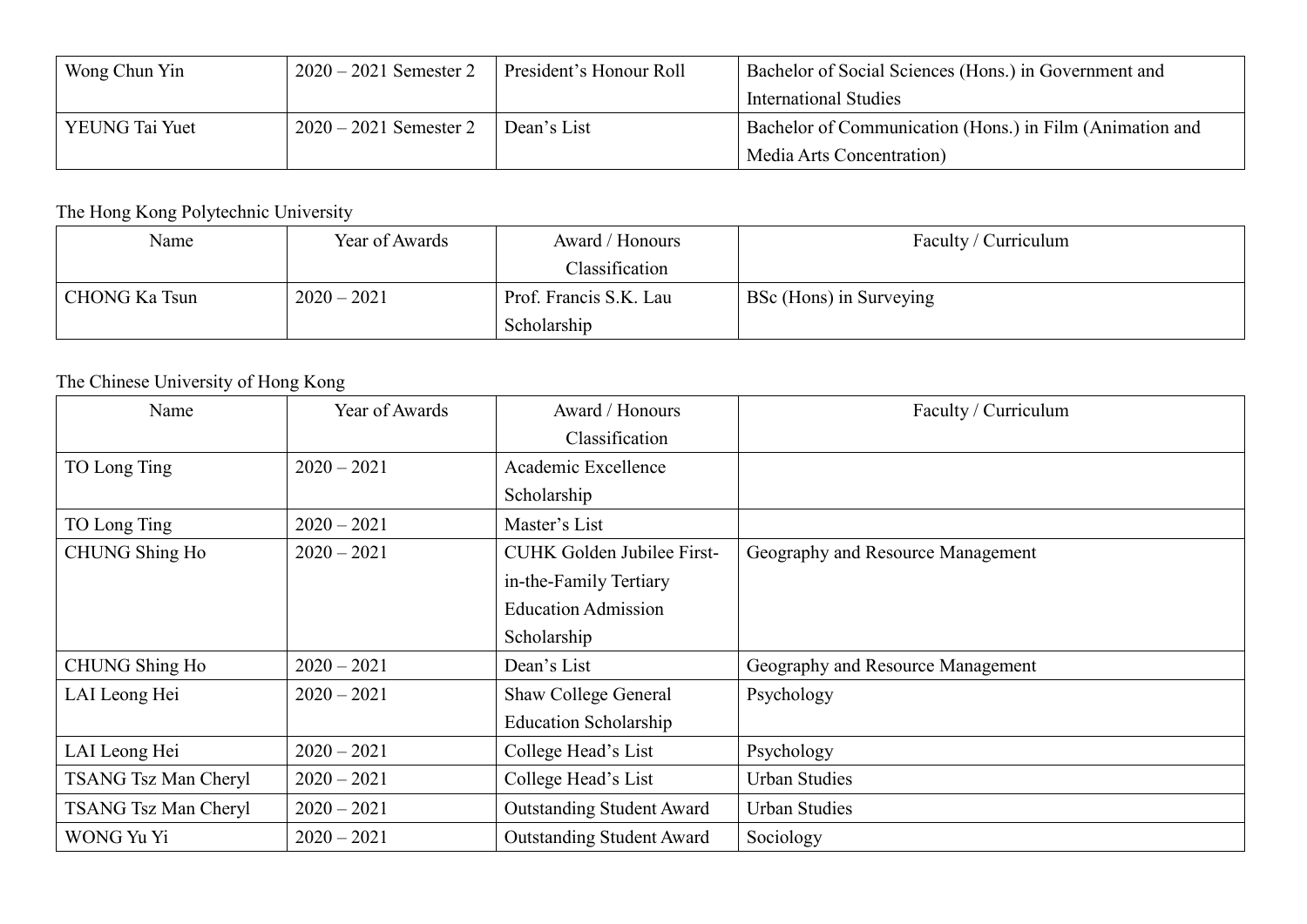| | | | |
|---|---|---|---|
| Wong Chun Yin | 2020 – 2021 Semester 2 | President's Honour Roll | Bachelor of Social Sciences (Hons.) in Government and International Studies |
| YEUNG Tai Yuet | 2020 – 2021 Semester 2 | Dean's List | Bachelor of Communication (Hons.) in Film (Animation and Media Arts Concentration) |

The Hong Kong Polytechnic University

| Name | Year of Awards | Award / Honours Classification | Faculty / Curriculum |
|---|---|---|---|
| CHONG Ka Tsun | 2020 – 2021 | Prof. Francis S.K. Lau Scholarship | BSc (Hons) in Surveying |

The Chinese University of Hong Kong

| Name | Year of Awards | Award / Honours Classification | Faculty / Curriculum |
|---|---|---|---|
| TO Long Ting | 2020 – 2021 | Academic Excellence Scholarship | |
| TO Long Ting | 2020 – 2021 | Master's List | |
| CHUNG Shing Ho | 2020 – 2021 | CUHK Golden Jubilee First-in-the-Family Tertiary Education Admission Scholarship | Geography and Resource Management |
| CHUNG Shing Ho | 2020 – 2021 | Dean's List | Geography and Resource Management |
| LAI Leong Hei | 2020 – 2021 | Shaw College General Education Scholarship | Psychology |
| LAI Leong Hei | 2020 – 2021 | College Head's List | Psychology |
| TSANG Tsz Man Cheryl | 2020 – 2021 | College Head's List | Urban Studies |
| TSANG Tsz Man Cheryl | 2020 – 2021 | Outstanding Student Award | Urban Studies |
| WONG Yu Yi | 2020 – 2021 | Outstanding Student Award | Sociology |